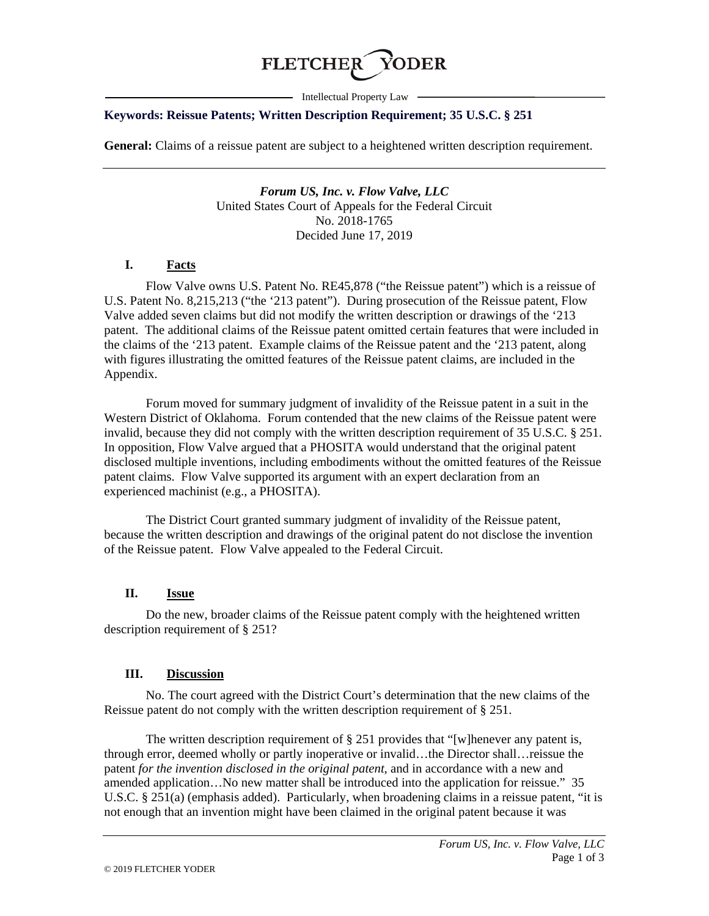FLETCHER YODER

Intellectual Property Law

**Keywords: Reissue Patents; Written Description Requirement; 35 U.S.C. § 251**

**General:** Claims of a reissue patent are subject to a heightened written description requirement.

---

***Forum US, Inc. v. Flow Valve, LLC***
United States Court of Appeals for the Federal Circuit
No. 2018-1765
Decided June 17, 2019

## I. Facts

Flow Valve owns U.S. Patent No. RE45,878 ("the Reissue patent") which is a reissue of U.S. Patent No. 8,215,213 ("the '213 patent"). During prosecution of the Reissue patent, Flow Valve added seven claims but did not modify the written description or drawings of the '213 patent. The additional claims of the Reissue patent omitted certain features that were included in the claims of the '213 patent. Example claims of the Reissue patent and the '213 patent, along with figures illustrating the omitted features of the Reissue patent claims, are included in the Appendix.

Forum moved for summary judgment of invalidity of the Reissue patent in a suit in the Western District of Oklahoma. Forum contended that the new claims of the Reissue patent were invalid, because they did not comply with the written description requirement of 35 U.S.C. § 251. In opposition, Flow Valve argued that a PHOSITA would understand that the original patent disclosed multiple inventions, including embodiments without the omitted features of the Reissue patent claims. Flow Valve supported its argument with an expert declaration from an experienced machinist (e.g., a PHOSITA).

The District Court granted summary judgment of invalidity of the Reissue patent, because the written description and drawings of the original patent do not disclose the invention of the Reissue patent. Flow Valve appealed to the Federal Circuit.

## II. Issue

Do the new, broader claims of the Reissue patent comply with the heightened written description requirement of § 251?

## III. Discussion

No. The court agreed with the District Court's determination that the new claims of the Reissue patent do not comply with the written description requirement of § 251.

The written description requirement of § 251 provides that "[w]henever any patent is, through error, deemed wholly or partly inoperative or invalid…the Director shall…reissue the patent *for the invention disclosed in the original patent*, and in accordance with a new and amended application…No new matter shall be introduced into the application for reissue." 35 U.S.C. § 251(a) (emphasis added). Particularly, when broadening claims in a reissue patent, "it is not enough that an invention might have been claimed in the original patent because it was

© 2019 FLETCHER YODER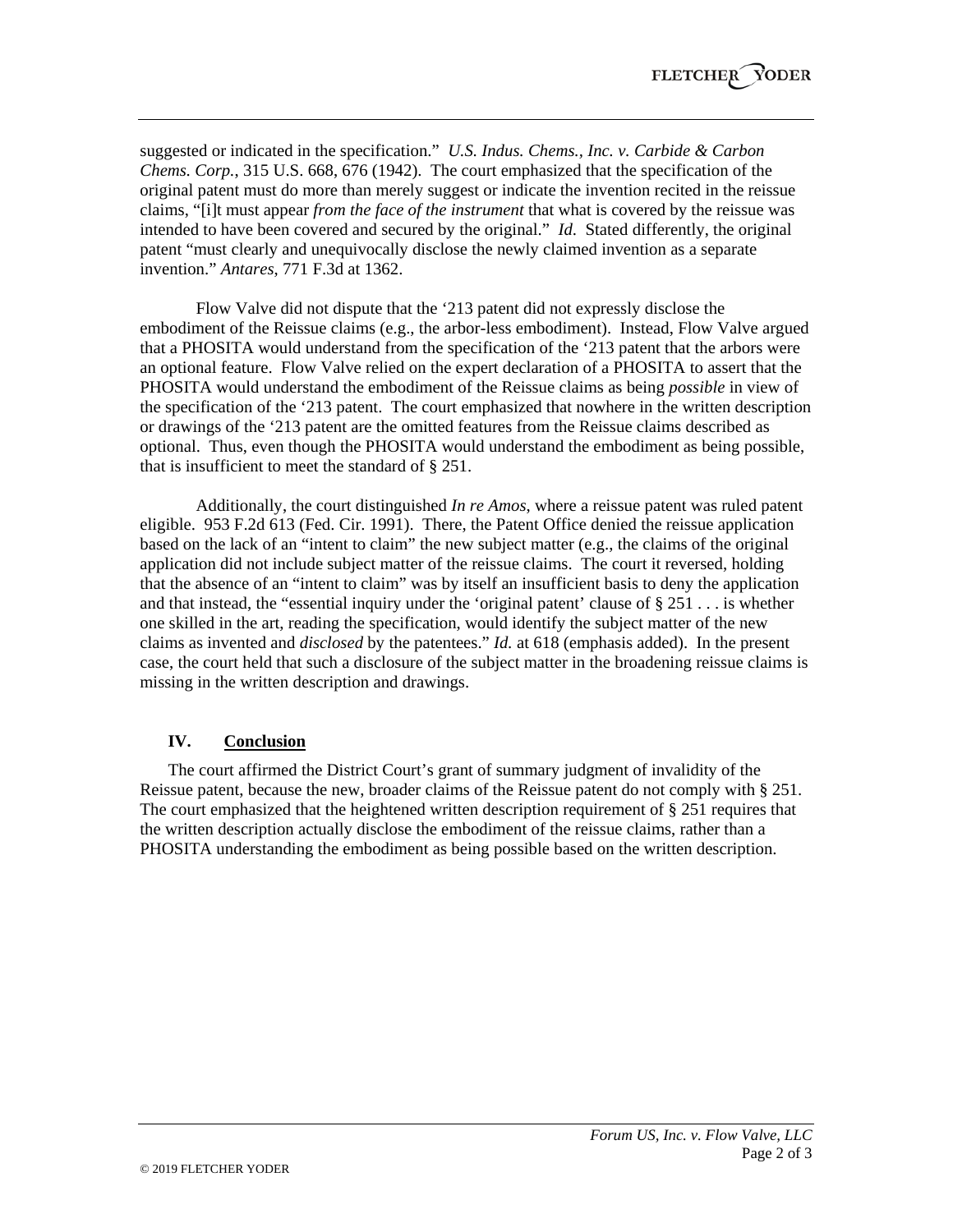suggested or indicated in the specification." *U.S. Indus. Chems., Inc. v. Carbide & Carbon Chems. Corp.*, 315 U.S. 668, 676 (1942). The court emphasized that the specification of the original patent must do more than merely suggest or indicate the invention recited in the reissue claims, "[i]t must appear *from the face of the instrument* that what is covered by the reissue was intended to have been covered and secured by the original." *Id.* Stated differently, the original patent "must clearly and unequivocally disclose the newly claimed invention as a separate invention." *Antares*, 771 F.3d at 1362.

Flow Valve did not dispute that the '213 patent did not expressly disclose the embodiment of the Reissue claims (e.g., the arbor-less embodiment). Instead, Flow Valve argued that a PHOSITA would understand from the specification of the '213 patent that the arbors were an optional feature. Flow Valve relied on the expert declaration of a PHOSITA to assert that the PHOSITA would understand the embodiment of the Reissue claims as being *possible* in view of the specification of the '213 patent. The court emphasized that nowhere in the written description or drawings of the '213 patent are the omitted features from the Reissue claims described as optional. Thus, even though the PHOSITA would understand the embodiment as being possible, that is insufficient to meet the standard of § 251.

Additionally, the court distinguished *In re Amos*, where a reissue patent was ruled patent eligible. 953 F.2d 613 (Fed. Cir. 1991). There, the Patent Office denied the reissue application based on the lack of an "intent to claim" the new subject matter (e.g., the claims of the original application did not include subject matter of the reissue claims. The court it reversed, holding that the absence of an "intent to claim" was by itself an insufficient basis to deny the application and that instead, the "essential inquiry under the 'original patent' clause of § 251 . . . is whether one skilled in the art, reading the specification, would identify the subject matter of the new claims as invented and *disclosed* by the patentees." *Id.* at 618 (emphasis added). In the present case, the court held that such a disclosure of the subject matter in the broadening reissue claims is missing in the written description and drawings.

## IV. Conclusion

The court affirmed the District Court's grant of summary judgment of invalidity of the Reissue patent, because the new, broader claims of the Reissue patent do not comply with § 251. The court emphasized that the heightened written description requirement of § 251 requires that the written description actually disclose the embodiment of the reissue claims, rather than a PHOSITA understanding the embodiment as being possible based on the written description.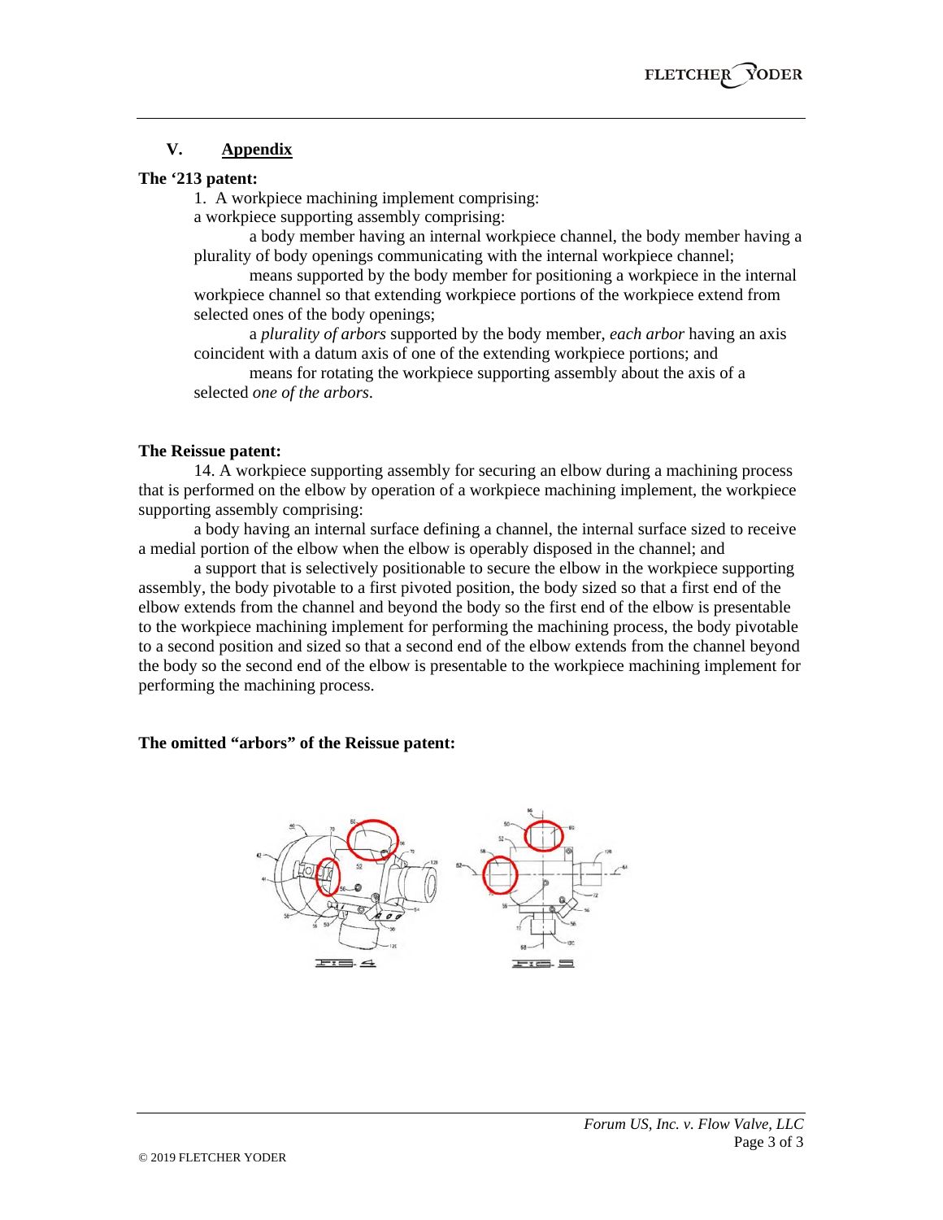## V. Appendix

**The '213 patent:**

1. A workpiece machining implement comprising:

a workpiece supporting assembly comprising:

a body member having an internal workpiece channel, the body member having a plurality of body openings communicating with the internal workpiece channel;

means supported by the body member for positioning a workpiece in the internal workpiece channel so that extending workpiece portions of the workpiece extend from selected ones of the body openings;

a *plurality of arbors* supported by the body member, *each arbor* having an axis coincident with a datum axis of one of the extending workpiece portions; and

means for rotating the workpiece supporting assembly about the axis of a selected *one of the arbors*.

**The Reissue patent:**

14. A workpiece supporting assembly for securing an elbow during a machining process that is performed on the elbow by operation of a workpiece machining implement, the workpiece supporting assembly comprising:

a body having an internal surface defining a channel, the internal surface sized to receive a medial portion of the elbow when the elbow is operably disposed in the channel; and

a support that is selectively positionable to secure the elbow in the workpiece supporting assembly, the body pivotable to a first pivoted position, the body sized so that a first end of the elbow extends from the channel and beyond the body so the first end of the elbow is presentable to the workpiece machining implement for performing the machining process, the body pivotable to a second position and sized so that a second end of the elbow extends from the channel beyond the body so the second end of the elbow is presentable to the workpiece machining implement for performing the machining process.

**The omitted "arbors" of the Reissue patent:**

FIG. 4

FIG. 5